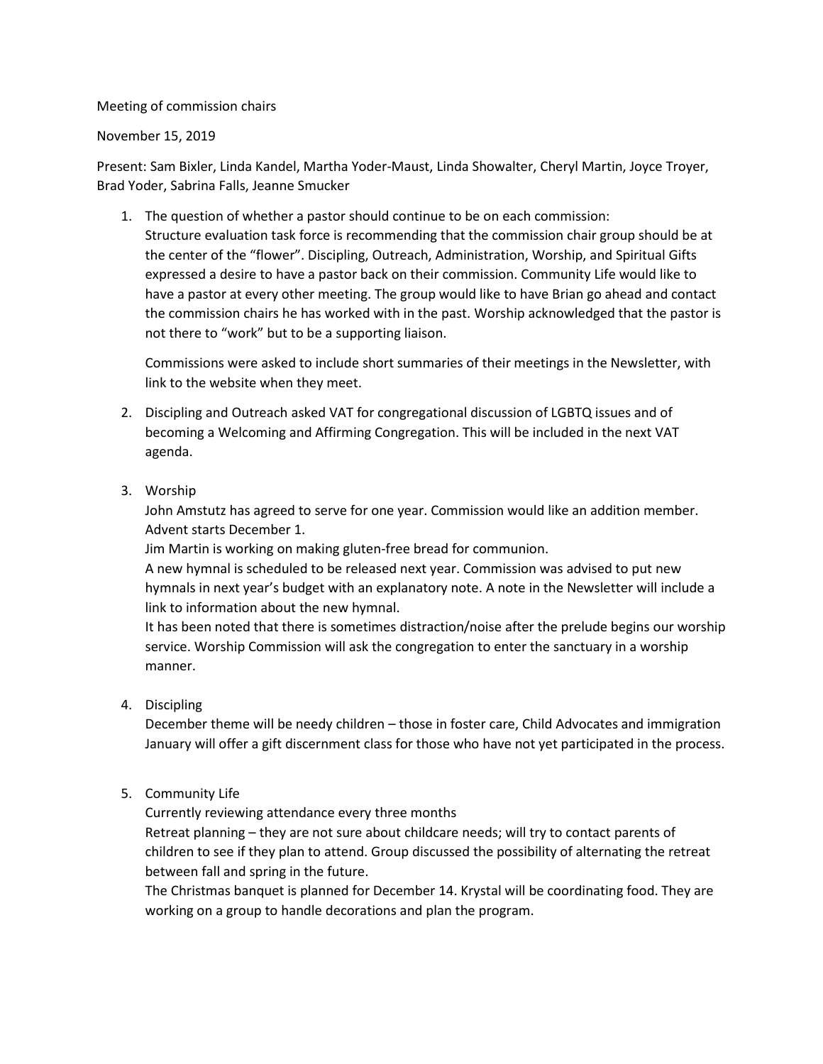Meeting of commission chairs

November 15, 2019

Present: Sam Bixler, Linda Kandel, Martha Yoder-Maust, Linda Showalter, Cheryl Martin, Joyce Troyer, Brad Yoder, Sabrina Falls, Jeanne Smucker

1. The question of whether a pastor should continue to be on each commission:
   Structure evaluation task force is recommending that the commission chair group should be at the center of the "flower". Discipling, Outreach, Administration, Worship, and Spiritual Gifts expressed a desire to have a pastor back on their commission. Community Life would like to have a pastor at every other meeting. The group would like to have Brian go ahead and contact the commission chairs he has worked with in the past. Worship acknowledged that the pastor is not there to "work" but to be a supporting liaison.

   Commissions were asked to include short summaries of their meetings in the Newsletter, with link to the website when they meet.

2. Discipling and Outreach asked VAT for congregational discussion of LGBTQ issues and of becoming a Welcoming and Affirming Congregation. This will be included in the next VAT agenda.

3. Worship
   John Amstutz has agreed to serve for one year. Commission would like an addition member.
   Advent starts December 1.
   Jim Martin is working on making gluten-free bread for communion.
   A new hymnal is scheduled to be released next year. Commission was advised to put new hymnals in next year's budget with an explanatory note. A note in the Newsletter will include a link to information about the new hymnal.
   It has been noted that there is sometimes distraction/noise after the prelude begins our worship service. Worship Commission will ask the congregation to enter the sanctuary in a worship manner.

4. Discipling
   December theme will be needy children – those in foster care, Child Advocates and immigration
   January will offer a gift discernment class for those who have not yet participated in the process.

5. Community Life
   Currently reviewing attendance every three months
   Retreat planning – they are not sure about childcare needs; will try to contact parents of children to see if they plan to attend. Group discussed the possibility of alternating the retreat between fall and spring in the future.
   The Christmas banquet is planned for December 14. Krystal will be coordinating food. They are working on a group to handle decorations and plan the program.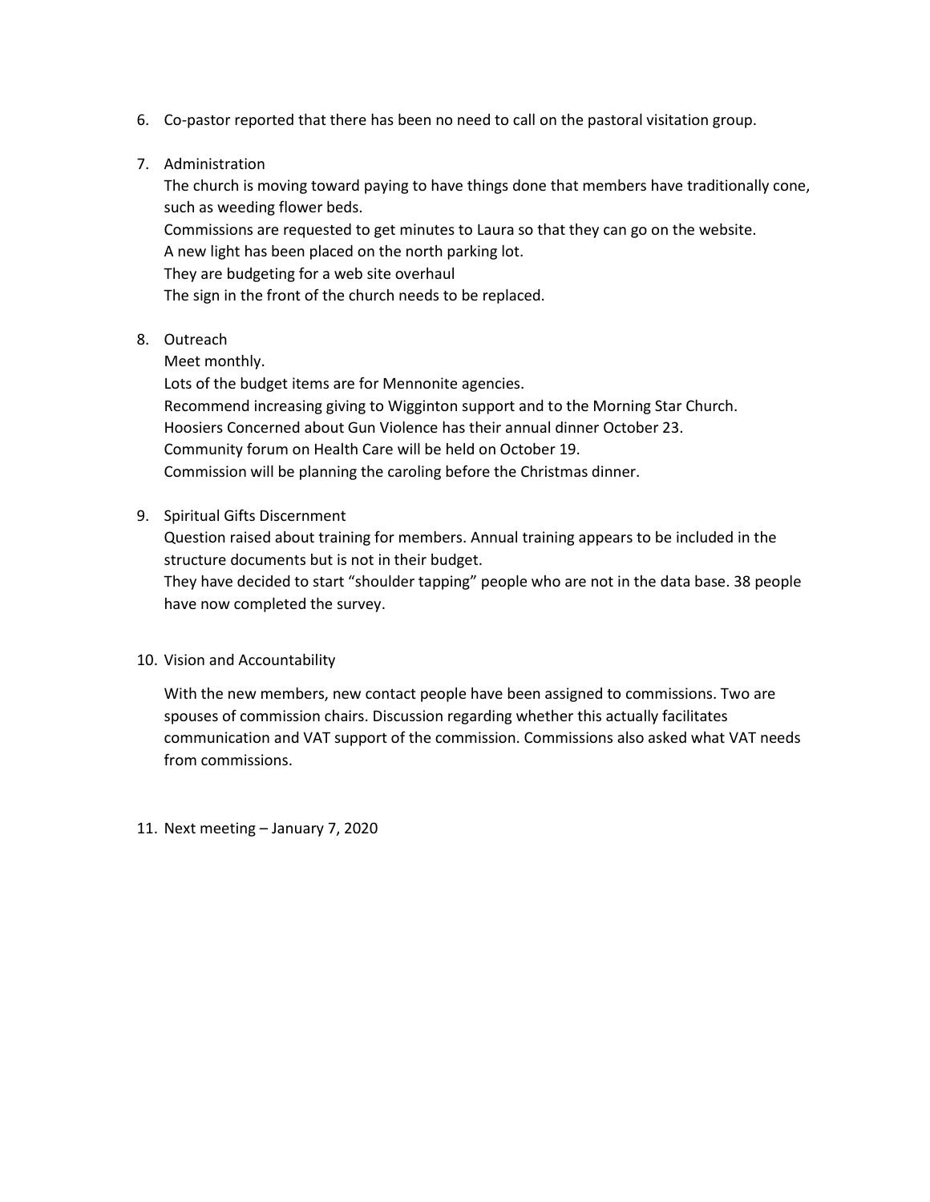6. Co-pastor reported that there has been no need to call on the pastoral visitation group.

7. Administration
   The church is moving toward paying to have things done that members have traditionally cone, such as weeding flower beds.
   Commissions are requested to get minutes to Laura so that they can go on the website.
   A new light has been placed on the north parking lot.
   They are budgeting for a web site overhaul
   The sign in the front of the church needs to be replaced.

8. Outreach
   Meet monthly.
   Lots of the budget items are for Mennonite agencies.
   Recommend increasing giving to Wigginton support and to the Morning Star Church.
   Hoosiers Concerned about Gun Violence has their annual dinner October 23.
   Community forum on Health Care will be held on October 19.
   Commission will be planning the caroling before the Christmas dinner.

9. Spiritual Gifts Discernment
   Question raised about training for members. Annual training appears to be included in the structure documents but is not in their budget.
   They have decided to start "shoulder tapping" people who are not in the data base. 38 people have now completed the survey.

10. Vision and Accountability

    With the new members, new contact people have been assigned to commissions. Two are spouses of commission chairs. Discussion regarding whether this actually facilitates communication and VAT support of the commission. Commissions also asked what VAT needs from commissions.

11. Next meeting – January 7, 2020